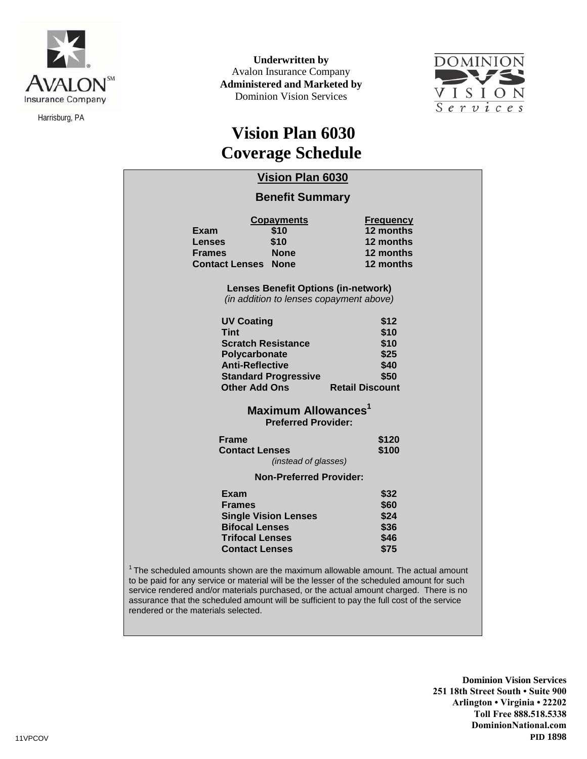Harrisburg, PA

**Underwritten by**
Avalon Insurance Company
**Administered and Marketed by**
Dominion Vision Services

# Vision Plan 6030 Coverage Schedule

## Vision Plan 6030

### Benefit Summary

| | Copayments | Frequency |
|---|---|---|
| **Exam** | **$10** | **12 months** |
| **Lenses** | **$10** | **12 months** |
| **Frames** | **None** | **12 months** |
| **Contact Lenses** | **None** | **12 months** |

**Lenses Benefit Options (in-network)**
*(in addition to lenses copayment above)*

| | |
|---|---|
| **UV Coating** | **$12** |
| **Tint** | **$10** |
| **Scratch Resistance** | **$10** |
| **Polycarbonate** | **$25** |
| **Anti-Reflective** | **$40** |
| **Standard Progressive** | **$50** |
| **Other Add Ons** | **Retail Discount** |

### Maximum Allowances[1]

**Preferred Provider:**

| | |
|---|---|
| **Frame** | **$120** |
| **Contact Lenses** *(instead of glasses)* | **$100** |

**Non-Preferred Provider:**

| | |
|---|---|
| **Exam** | **$32** |
| **Frames** | **$60** |
| **Single Vision Lenses** | **$24** |
| **Bifocal Lenses** | **$36** |
| **Trifocal Lenses** | **$46** |
| **Contact Lenses** | **$75** |

[1] The scheduled amounts shown are the maximum allowable amount. The actual amount to be paid for any service or material will be the lesser of the scheduled amount for such service rendered and/or materials purchased, or the actual amount charged. There is no assurance that the scheduled amount will be sufficient to pay the full cost of the service rendered or the materials selected.

**Dominion Vision Services**
**251 18th Street South • Suite 900**
**Arlington • Virginia • 22202**
**Toll Free 888.518.5338**
**DominionNational.com**
**PID 1898**

11VPCOV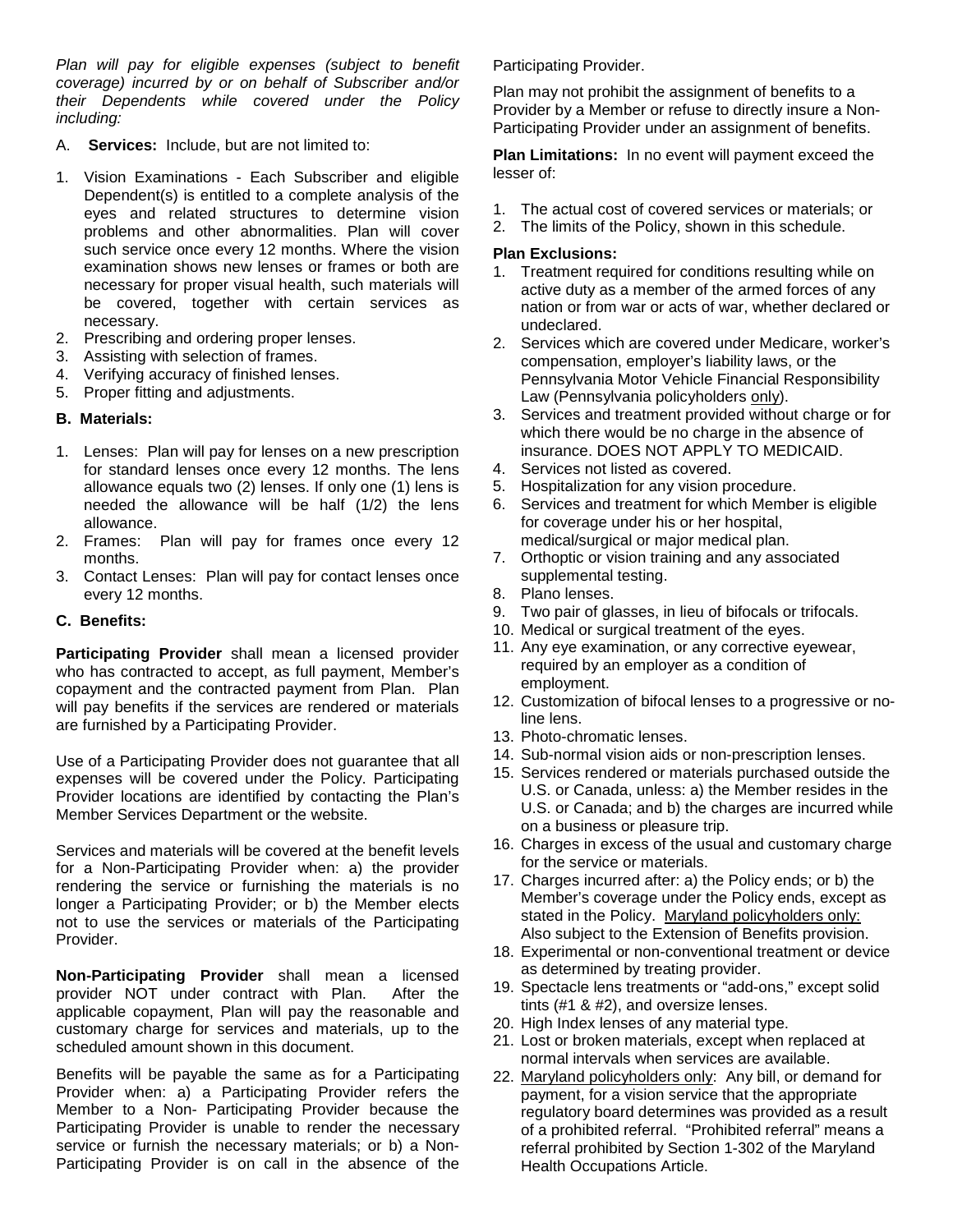*Plan will pay for eligible expenses (subject to benefit coverage) incurred by or on behalf of Subscriber and/or their Dependents while covered under the Policy including:*

A. **Services:** Include, but are not limited to:

1. Vision Examinations - Each Subscriber and eligible Dependent(s) is entitled to a complete analysis of the eyes and related structures to determine vision problems and other abnormalities. Plan will cover such service once every 12 months. Where the vision examination shows new lenses or frames or both are necessary for proper visual health, such materials will be covered, together with certain services as necessary.
2. Prescribing and ordering proper lenses.
3. Assisting with selection of frames.
4. Verifying accuracy of finished lenses.
5. Proper fitting and adjustments.

**B. Materials:**

1. Lenses: Plan will pay for lenses on a new prescription for standard lenses once every 12 months. The lens allowance equals two (2) lenses. If only one (1) lens is needed the allowance will be half (1/2) the lens allowance.
2. Frames: Plan will pay for frames once every 12 months.
3. Contact Lenses: Plan will pay for contact lenses once every 12 months.

**C. Benefits:**

**Participating Provider** shall mean a licensed provider who has contracted to accept, as full payment, Member's copayment and the contracted payment from Plan. Plan will pay benefits if the services are rendered or materials are furnished by a Participating Provider.

Use of a Participating Provider does not guarantee that all expenses will be covered under the Policy. Participating Provider locations are identified by contacting the Plan's Member Services Department or the website.

Services and materials will be covered at the benefit levels for a Non-Participating Provider when: a) the provider rendering the service or furnishing the materials is no longer a Participating Provider; or b) the Member elects not to use the services or materials of the Participating Provider.

**Non-Participating Provider** shall mean a licensed provider NOT under contract with Plan. After the applicable copayment, Plan will pay the reasonable and customary charge for services and materials, up to the scheduled amount shown in this document.

Benefits will be payable the same as for a Participating Provider when: a) a Participating Provider refers the Member to a Non- Participating Provider because the Participating Provider is unable to render the necessary service or furnish the necessary materials; or b) a Non-Participating Provider is on call in the absence of the Participating Provider.

Plan may not prohibit the assignment of benefits to a Provider by a Member or refuse to directly insure a Non-Participating Provider under an assignment of benefits.

**Plan Limitations:** In no event will payment exceed the lesser of:

1. The actual cost of covered services or materials; or
2. The limits of the Policy, shown in this schedule.

**Plan Exclusions:**

1. Treatment required for conditions resulting while on active duty as a member of the armed forces of any nation or from war or acts of war, whether declared or undeclared.
2. Services which are covered under Medicare, worker's compensation, employer's liability laws, or the Pennsylvania Motor Vehicle Financial Responsibility Law (Pennsylvania policyholders only).
3. Services and treatment provided without charge or for which there would be no charge in the absence of insurance. DOES NOT APPLY TO MEDICAID.
4. Services not listed as covered.
5. Hospitalization for any vision procedure.
6. Services and treatment for which Member is eligible for coverage under his or her hospital, medical/surgical or major medical plan.
7. Orthoptic or vision training and any associated supplemental testing.
8. Plano lenses.
9. Two pair of glasses, in lieu of bifocals or trifocals.
10. Medical or surgical treatment of the eyes.
11. Any eye examination, or any corrective eyewear, required by an employer as a condition of employment.
12. Customization of bifocal lenses to a progressive or no-line lens.
13. Photo-chromatic lenses.
14. Sub-normal vision aids or non-prescription lenses.
15. Services rendered or materials purchased outside the U.S. or Canada, unless: a) the Member resides in the U.S. or Canada; and b) the charges are incurred while on a business or pleasure trip.
16. Charges in excess of the usual and customary charge for the service or materials.
17. Charges incurred after: a) the Policy ends; or b) the Member's coverage under the Policy ends, except as stated in the Policy. Maryland policyholders only: Also subject to the Extension of Benefits provision.
18. Experimental or non-conventional treatment or device as determined by treating provider.
19. Spectacle lens treatments or "add-ons," except solid tints (#1 & #2), and oversize lenses.
20. High Index lenses of any material type.
21. Lost or broken materials, except when replaced at normal intervals when services are available.
22. Maryland policyholders only: Any bill, or demand for payment, for a vision service that the appropriate regulatory board determines was provided as a result of a prohibited referral. "Prohibited referral" means a referral prohibited by Section 1-302 of the Maryland Health Occupations Article.